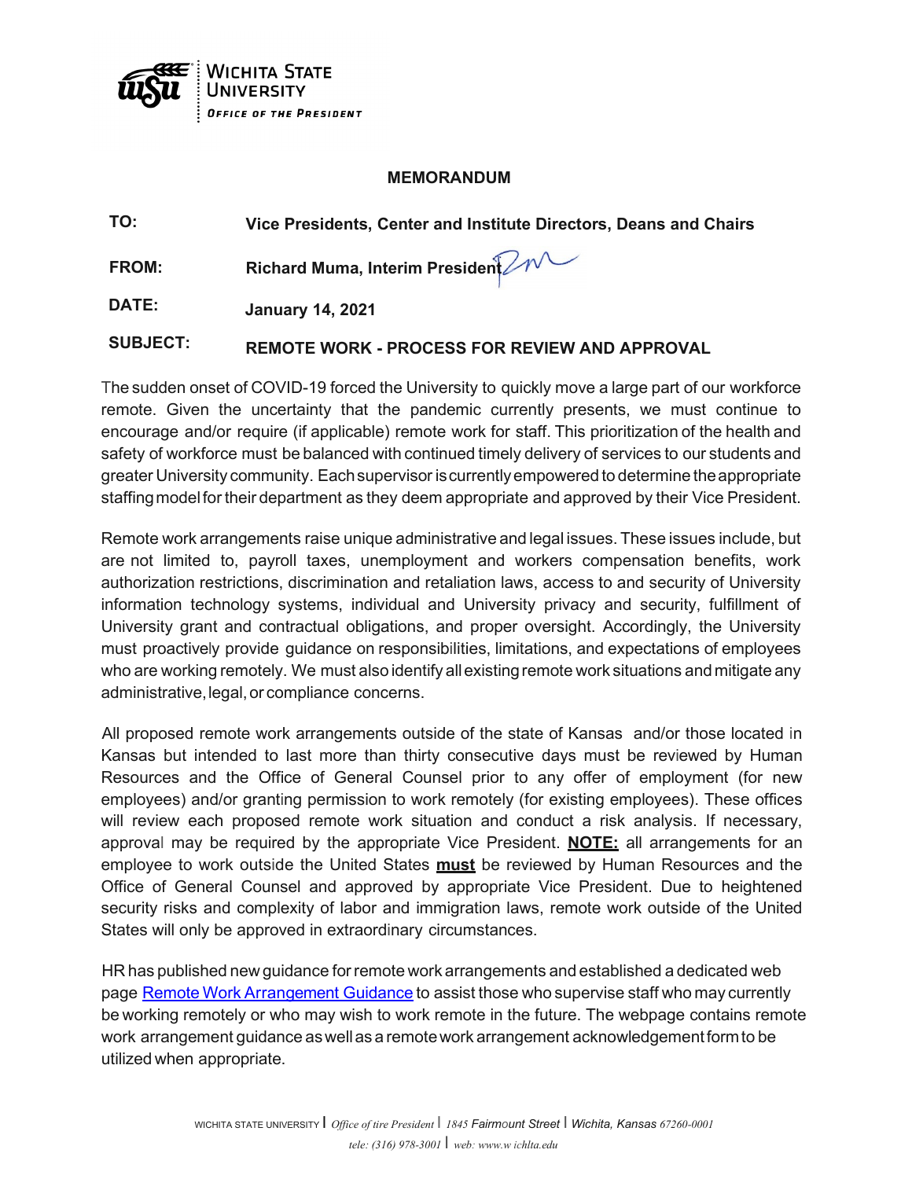Wichita State University
Office of the President

# MEMORANDUM

| | |
|---|---|
| **TO:** | **Vice Presidents, Center and Institute Directors, Deans and Chairs** |
| **FROM:** | **Richard Muma, Interim President** |
| **DATE:** | **January 14, 2021** |
| **SUBJECT:** | **REMOTE WORK - PROCESS FOR REVIEW AND APPROVAL** |

The sudden onset of COVID-19 forced the University to quickly move a large part of our workforce remote. Given the uncertainty that the pandemic currently presents, we must continue to encourage and/or require (if applicable) remote work for staff. This prioritization of the health and safety of workforce must be balanced with continued timely delivery of services to our students and greater University community. Each supervisor is currently empowered to determine the appropriate staffing model for their department as they deem appropriate and approved by their Vice President.

Remote work arrangements raise unique administrative and legal issues. These issues include, but are not limited to, payroll taxes, unemployment and workers compensation benefits, work authorization restrictions, discrimination and retaliation laws, access to and security of University information technology systems, individual and University privacy and security, fulfillment of University grant and contractual obligations, and proper oversight. Accordingly, the University must proactively provide guidance on responsibilities, limitations, and expectations of employees who are working remotely. We must also identify all existing remote work situations and mitigate any administrative, legal, or compliance concerns.

All proposed remote work arrangements outside of the state of Kansas and/or those located in Kansas but intended to last more than thirty consecutive days must be reviewed by Human Resources and the Office of General Counsel prior to any offer of employment (for new employees) and/or granting permission to work remotely (for existing employees). These offices will review each proposed remote work situation and conduct a risk analysis. If necessary, approval may be required by the appropriate Vice President. **NOTE:** all arrangements for an employee to work outside the United States **must** be reviewed by Human Resources and the Office of General Counsel and approved by appropriate Vice President. Due to heightened security risks and complexity of labor and immigration laws, remote work outside of the United States will only be approved in extraordinary circumstances.

HR has published new guidance for remote work arrangements and established a dedicated web page [Remote Work Arrangement Guidance] to assist those who supervise staff who may currently be working remotely or who may wish to work remote in the future. The webpage contains remote work arrangement guidance as well as a remote work arrangement acknowledgement form to be utilized when appropriate.

WICHITA STATE UNIVERSITY | *Office of tire President* | *1845* Fairmount Street | Wichita, Kansas *67260-0001*
*tele: (316) 978-3001* | *web: www.w ichlta.edu*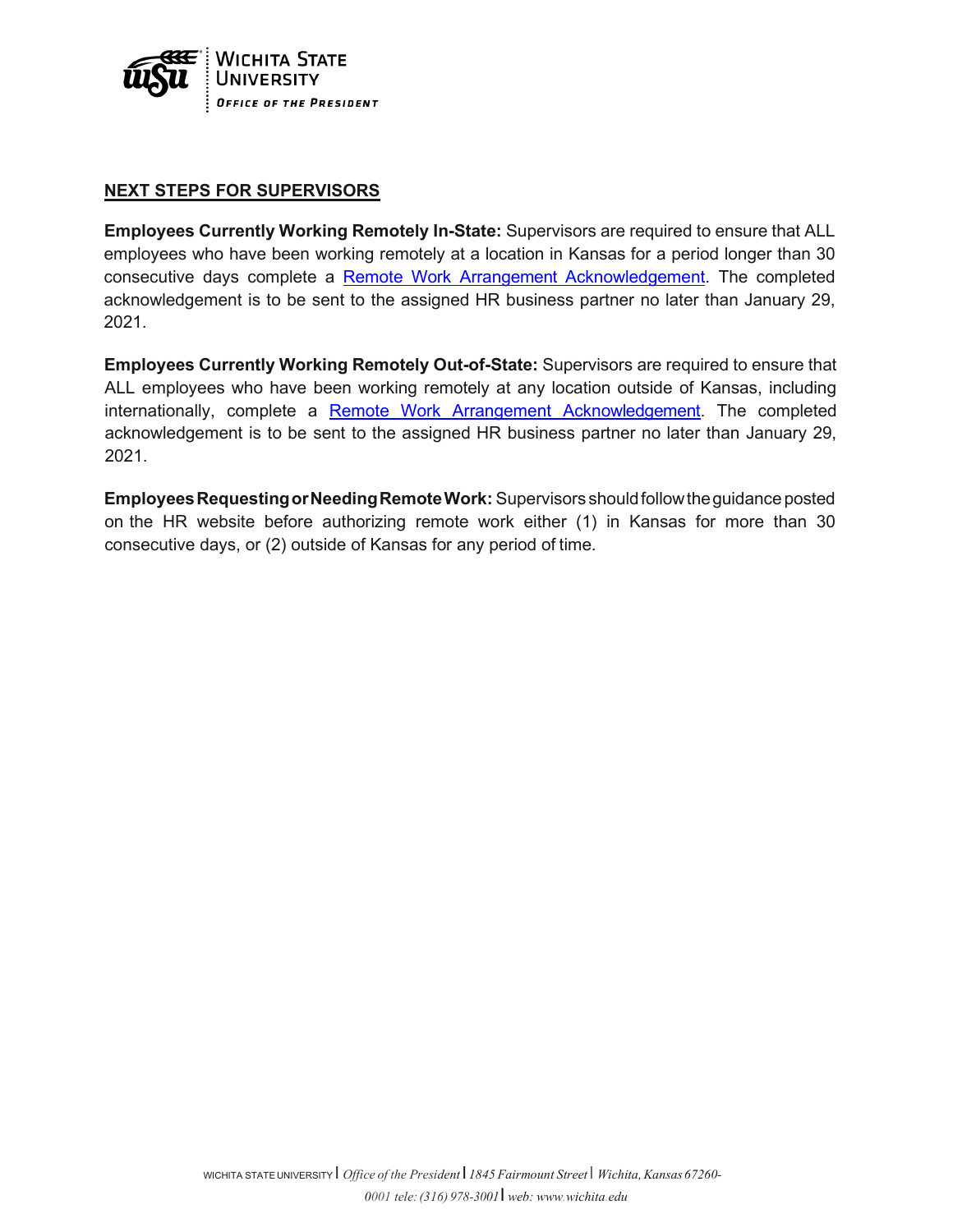## NEXT STEPS FOR SUPERVISORS

**Employees Currently Working Remotely In-State:** Supervisors are required to ensure that ALL employees who have been working remotely at a location in Kansas for a period longer than 30 consecutive days complete a Remote Work Arrangement Acknowledgement. The completed acknowledgement is to be sent to the assigned HR business partner no later than January 29, 2021.

**Employees Currently Working Remotely Out-of-State:** Supervisors are required to ensure that ALL employees who have been working remotely at any location outside of Kansas, including internationally, complete a Remote Work Arrangement Acknowledgement. The completed acknowledgement is to be sent to the assigned HR business partner no later than January 29, 2021.

**Employees Requesting or Needing Remote Work:** Supervisors should follow the guidance posted on the HR website before authorizing remote work either (1) in Kansas for more than 30 consecutive days, or (2) outside of Kansas for any period of time.